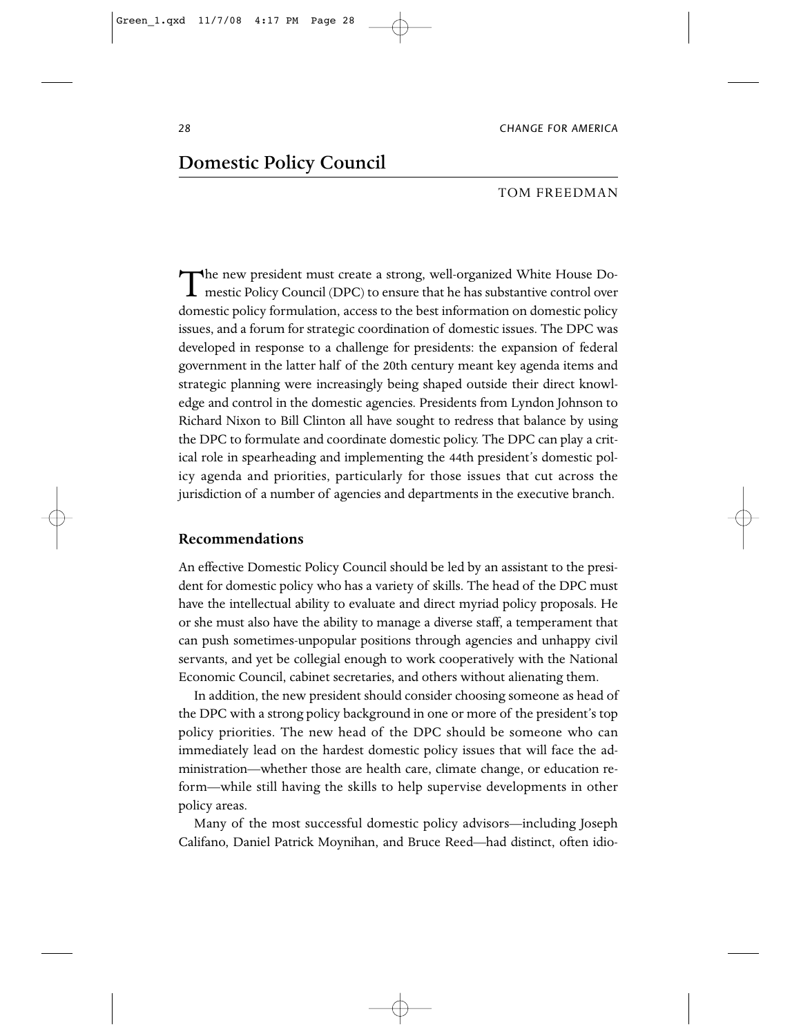# Domestic Policy Council

TOM FREEDMAN

The new president must create a strong, well-organized White House Domestic Policy Council (DPC) to ensure that he has substantive control over domestic policy formulation, access to the best information on domestic policy issues, and a forum for strategic coordination of domestic issues. The DPC was developed in response to a challenge for presidents: the expansion of federal government in the latter half of the 20th century meant key agenda items and strategic planning were increasingly being shaped outside their direct knowledge and control in the domestic agencies. Presidents from Lyndon Johnson to Richard Nixon to Bill Clinton all have sought to redress that balance by using the DPC to formulate and coordinate domestic policy. The DPC can play a critical role in spearheading and implementing the 44th president's domestic policy agenda and priorities, particularly for those issues that cut across the jurisdiction of a number of agencies and departments in the executive branch.

## Recommendations

An effective Domestic Policy Council should be led by an assistant to the president for domestic policy who has a variety of skills. The head of the DPC must have the intellectual ability to evaluate and direct myriad policy proposals. He or she must also have the ability to manage a diverse staff, a temperament that can push sometimes-unpopular positions through agencies and unhappy civil servants, and yet be collegial enough to work cooperatively with the National Economic Council, cabinet secretaries, and others without alienating them.

In addition, the new president should consider choosing someone as head of the DPC with a strong policy background in one or more of the president's top policy priorities. The new head of the DPC should be someone who can immediately lead on the hardest domestic policy issues that will face the administration—whether those are health care, climate change, or education reform—while still having the skills to help supervise developments in other policy areas.

Many of the most successful domestic policy advisors—including Joseph Califano, Daniel Patrick Moynihan, and Bruce Reed—had distinct, often idio-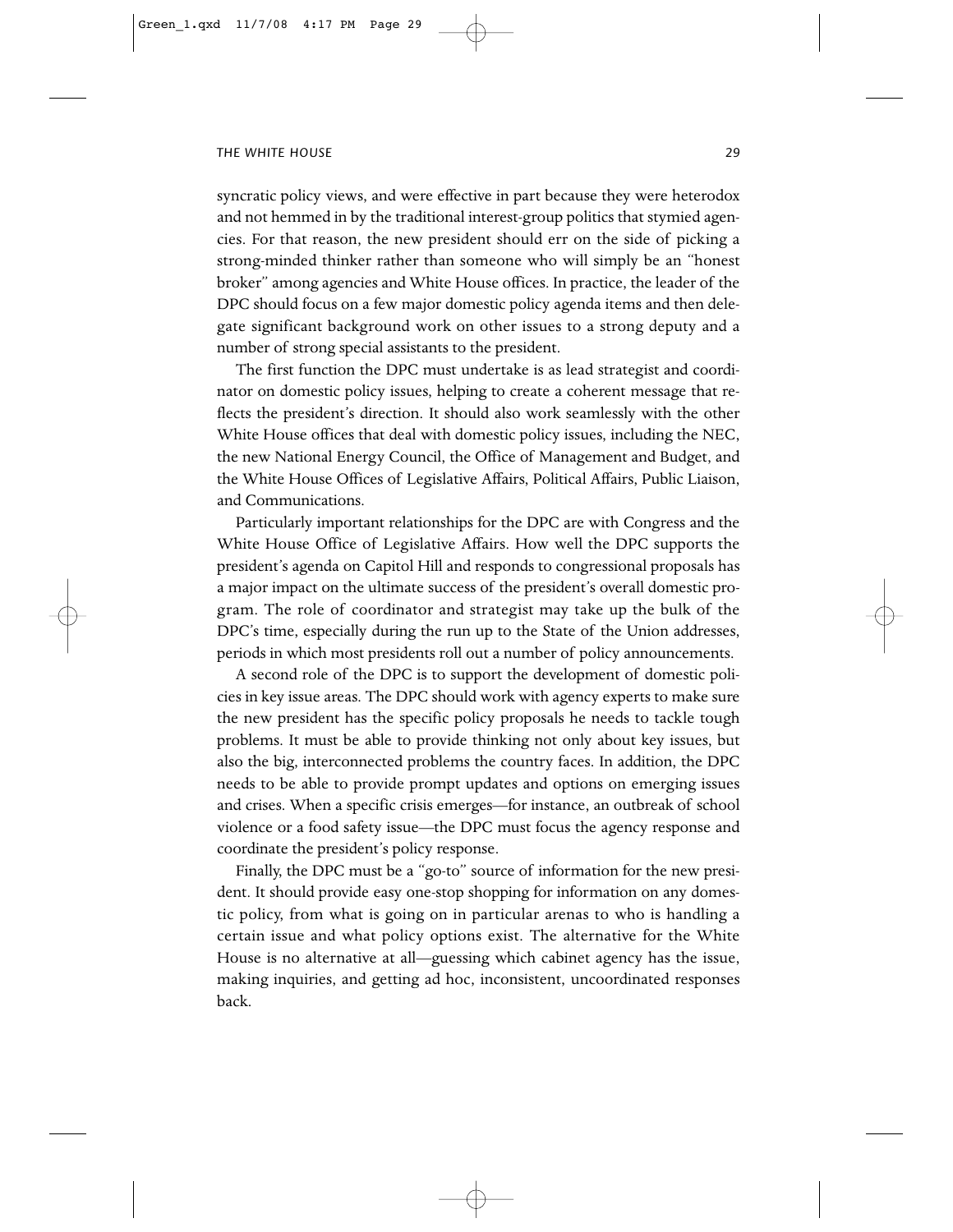syncratic policy views, and were effective in part because they were heterodox and not hemmed in by the traditional interest-group politics that stymied agencies. For that reason, the new president should err on the side of picking a strong-minded thinker rather than someone who will simply be an "honest broker" among agencies and White House offices. In practice, the leader of the DPC should focus on a few major domestic policy agenda items and then delegate significant background work on other issues to a strong deputy and a number of strong special assistants to the president.

The first function the DPC must undertake is as lead strategist and coordinator on domestic policy issues, helping to create a coherent message that reflects the president's direction. It should also work seamlessly with the other White House offices that deal with domestic policy issues, including the NEC, the new National Energy Council, the Office of Management and Budget, and the White House Offices of Legislative Affairs, Political Affairs, Public Liaison, and Communications.

Particularly important relationships for the DPC are with Congress and the White House Office of Legislative Affairs. How well the DPC supports the president's agenda on Capitol Hill and responds to congressional proposals has a major impact on the ultimate success of the president's overall domestic program. The role of coordinator and strategist may take up the bulk of the DPC's time, especially during the run up to the State of the Union addresses, periods in which most presidents roll out a number of policy announcements.

A second role of the DPC is to support the development of domestic policies in key issue areas. The DPC should work with agency experts to make sure the new president has the specific policy proposals he needs to tackle tough problems. It must be able to provide thinking not only about key issues, but also the big, interconnected problems the country faces. In addition, the DPC needs to be able to provide prompt updates and options on emerging issues and crises. When a specific crisis emerges—for instance, an outbreak of school violence or a food safety issue—the DPC must focus the agency response and coordinate the president's policy response.

Finally, the DPC must be a "go-to" source of information for the new president. It should provide easy one-stop shopping for information on any domestic policy, from what is going on in particular arenas to who is handling a certain issue and what policy options exist. The alternative for the White House is no alternative at all—guessing which cabinet agency has the issue, making inquiries, and getting ad hoc, inconsistent, uncoordinated responses back.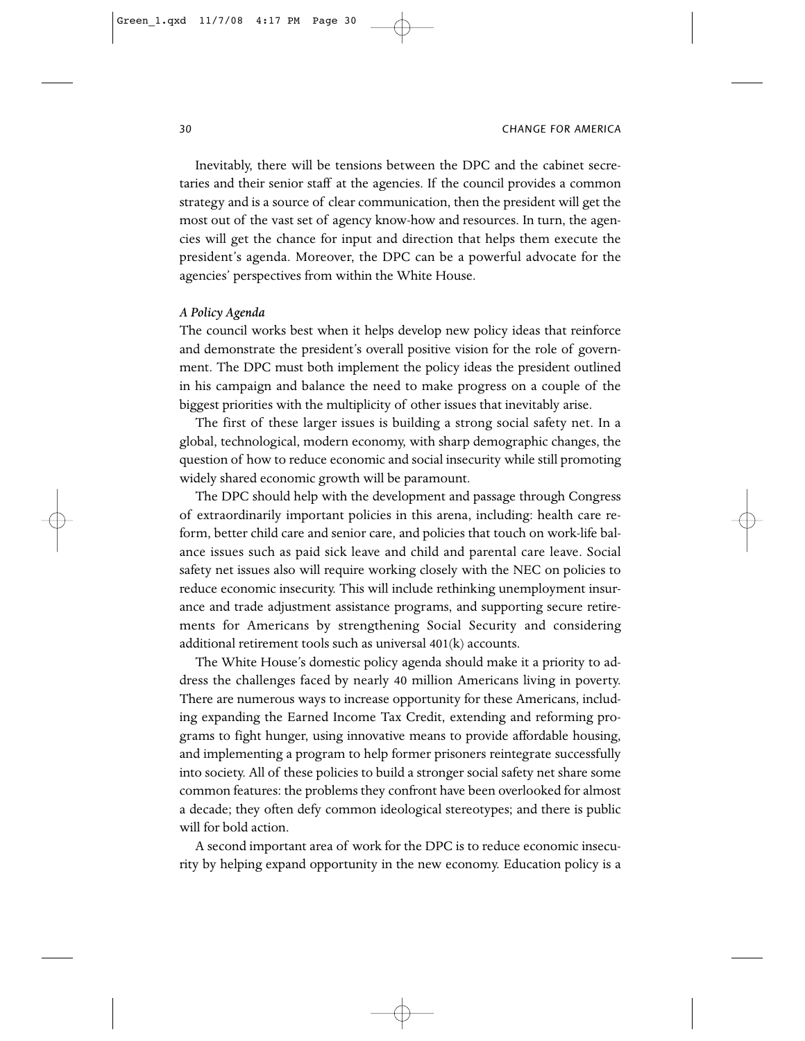Inevitably, there will be tensions between the DPC and the cabinet secretaries and their senior staff at the agencies. If the council provides a common strategy and is a source of clear communication, then the president will get the most out of the vast set of agency know-how and resources. In turn, the agencies will get the chance for input and direction that helps them execute the president's agenda. Moreover, the DPC can be a powerful advocate for the agencies' perspectives from within the White House.

*A Policy Agenda*

The council works best when it helps develop new policy ideas that reinforce and demonstrate the president's overall positive vision for the role of government. The DPC must both implement the policy ideas the president outlined in his campaign and balance the need to make progress on a couple of the biggest priorities with the multiplicity of other issues that inevitably arise.

The first of these larger issues is building a strong social safety net. In a global, technological, modern economy, with sharp demographic changes, the question of how to reduce economic and social insecurity while still promoting widely shared economic growth will be paramount.

The DPC should help with the development and passage through Congress of extraordinarily important policies in this arena, including: health care reform, better child care and senior care, and policies that touch on work-life balance issues such as paid sick leave and child and parental care leave. Social safety net issues also will require working closely with the NEC on policies to reduce economic insecurity. This will include rethinking unemployment insurance and trade adjustment assistance programs, and supporting secure retirements for Americans by strengthening Social Security and considering additional retirement tools such as universal 401(k) accounts.

The White House's domestic policy agenda should make it a priority to address the challenges faced by nearly 40 million Americans living in poverty. There are numerous ways to increase opportunity for these Americans, including expanding the Earned Income Tax Credit, extending and reforming programs to fight hunger, using innovative means to provide affordable housing, and implementing a program to help former prisoners reintegrate successfully into society. All of these policies to build a stronger social safety net share some common features: the problems they confront have been overlooked for almost a decade; they often defy common ideological stereotypes; and there is public will for bold action.

A second important area of work for the DPC is to reduce economic insecurity by helping expand opportunity in the new economy. Education policy is a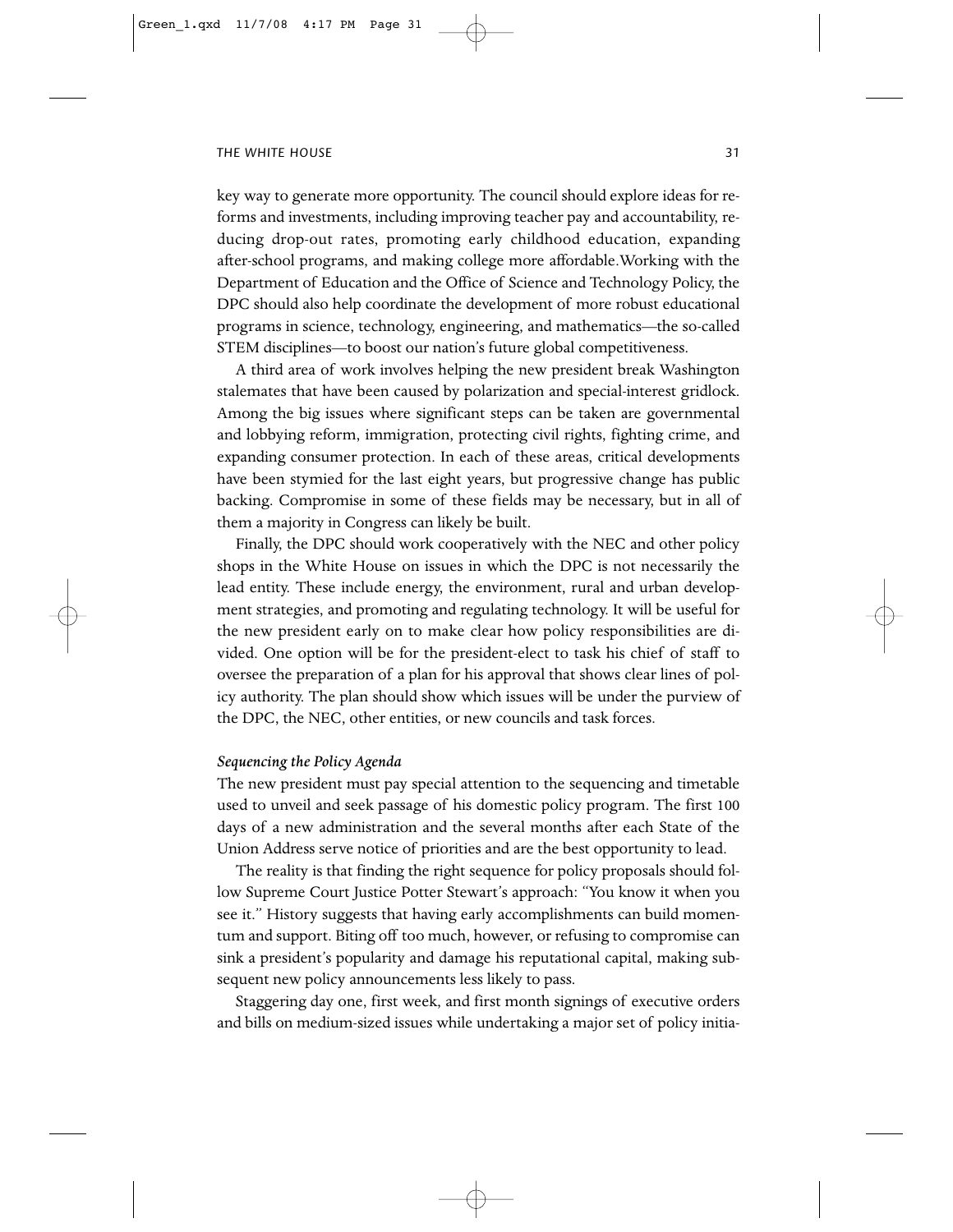key way to generate more opportunity. The council should explore ideas for reforms and investments, including improving teacher pay and accountability, reducing drop-out rates, promoting early childhood education, expanding after-school programs, and making college more affordable. Working with the Department of Education and the Office of Science and Technology Policy, the DPC should also help coordinate the development of more robust educational programs in science, technology, engineering, and mathematics—the so-called STEM disciplines—to boost our nation's future global competitiveness.

A third area of work involves helping the new president break Washington stalemates that have been caused by polarization and special-interest gridlock. Among the big issues where significant steps can be taken are governmental and lobbying reform, immigration, protecting civil rights, fighting crime, and expanding consumer protection. In each of these areas, critical developments have been stymied for the last eight years, but progressive change has public backing. Compromise in some of these fields may be necessary, but in all of them a majority in Congress can likely be built.

Finally, the DPC should work cooperatively with the NEC and other policy shops in the White House on issues in which the DPC is not necessarily the lead entity. These include energy, the environment, rural and urban development strategies, and promoting and regulating technology. It will be useful for the new president early on to make clear how policy responsibilities are divided. One option will be for the president-elect to task his chief of staff to oversee the preparation of a plan for his approval that shows clear lines of policy authority. The plan should show which issues will be under the purview of the DPC, the NEC, other entities, or new councils and task forces.

#### *Sequencing the Policy Agenda*

The new president must pay special attention to the sequencing and timetable used to unveil and seek passage of his domestic policy program. The first 100 days of a new administration and the several months after each State of the Union Address serve notice of priorities and are the best opportunity to lead.

The reality is that finding the right sequence for policy proposals should follow Supreme Court Justice Potter Stewart's approach: "You know it when you see it." History suggests that having early accomplishments can build momentum and support. Biting off too much, however, or refusing to compromise can sink a president's popularity and damage his reputational capital, making subsequent new policy announcements less likely to pass.

Staggering day one, first week, and first month signings of executive orders and bills on medium-sized issues while undertaking a major set of policy initia-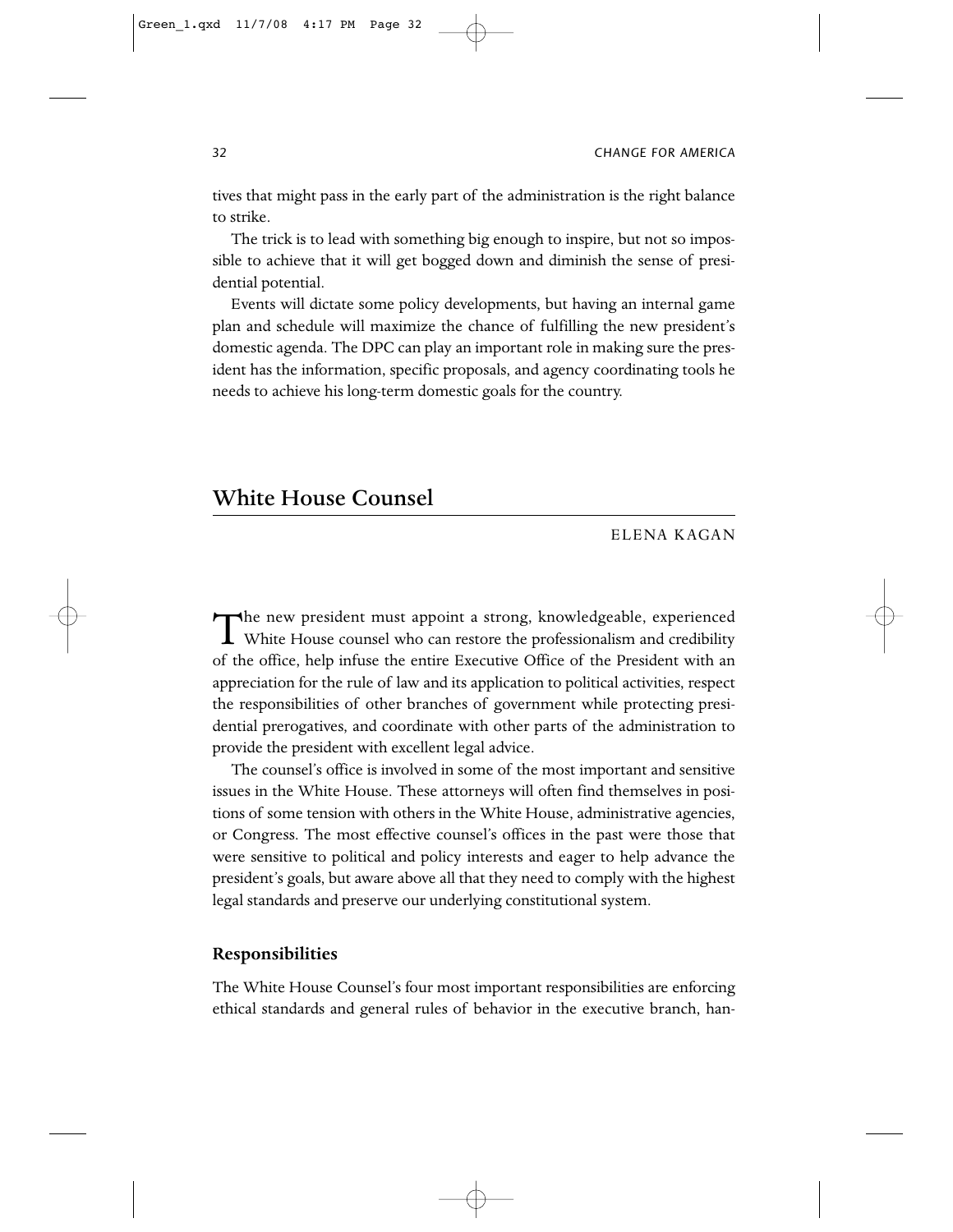tives that might pass in the early part of the administration is the right balance to strike.

The trick is to lead with something big enough to inspire, but not so impossible to achieve that it will get bogged down and diminish the sense of presidential potential.

Events will dictate some policy developments, but having an internal game plan and schedule will maximize the chance of fulfilling the new president's domestic agenda. The DPC can play an important role in making sure the president has the information, specific proposals, and agency coordinating tools he needs to achieve his long-term domestic goals for the country.

## White House Counsel

ELENA KAGAN

The new president must appoint a strong, knowledgeable, experienced White House counsel who can restore the professionalism and credibility of the office, help infuse the entire Executive Office of the President with an appreciation for the rule of law and its application to political activities, respect the responsibilities of other branches of government while protecting presidential prerogatives, and coordinate with other parts of the administration to provide the president with excellent legal advice.

The counsel's office is involved in some of the most important and sensitive issues in the White House. These attorneys will often find themselves in positions of some tension with others in the White House, administrative agencies, or Congress. The most effective counsel's offices in the past were those that were sensitive to political and policy interests and eager to help advance the president's goals, but aware above all that they need to comply with the highest legal standards and preserve our underlying constitutional system.

### Responsibilities

The White House Counsel's four most important responsibilities are enforcing ethical standards and general rules of behavior in the executive branch, han-